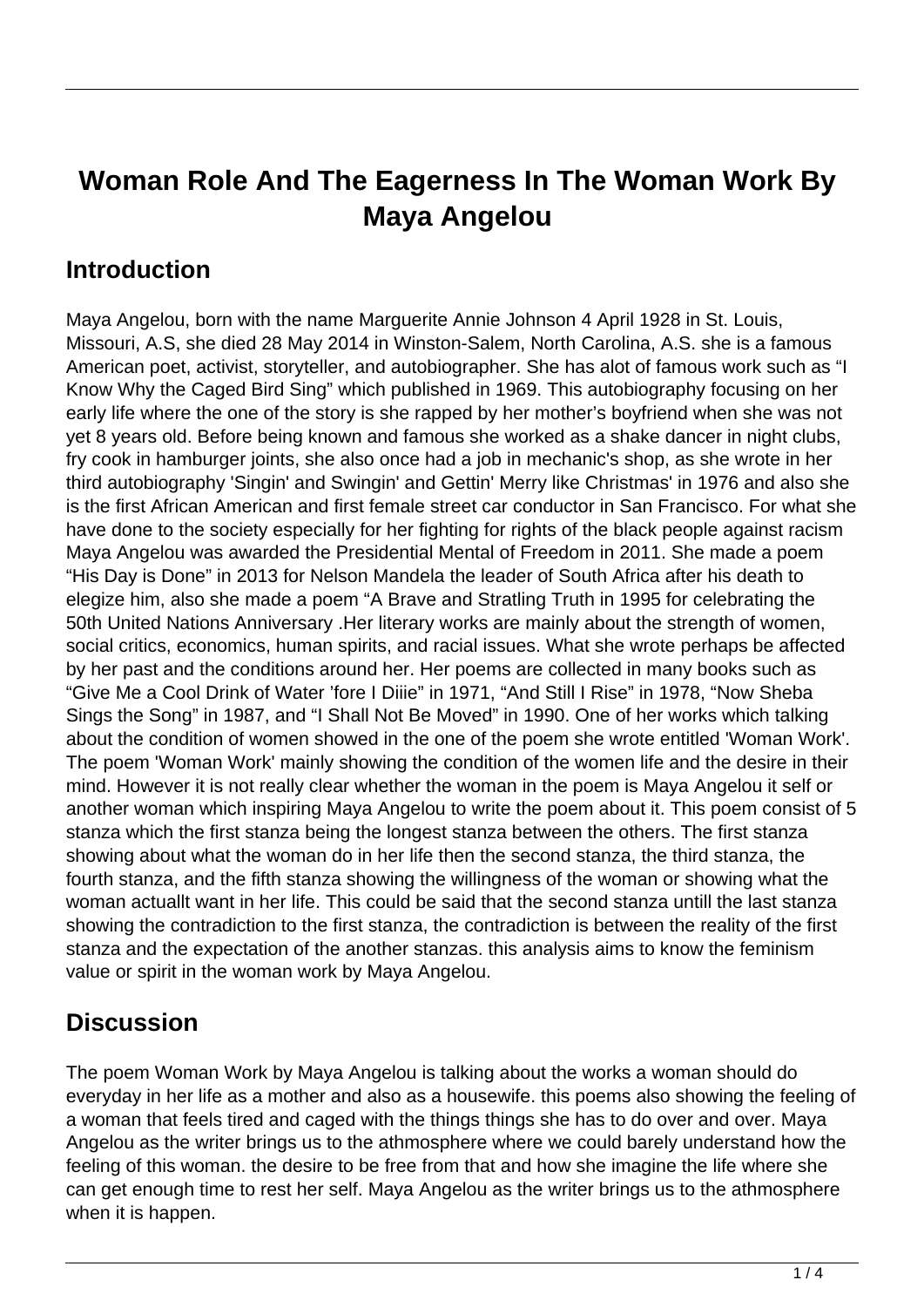# Woman Role And The Eagerness In The Woman Work By Maya Angelou

## Introduction

Maya Angelou, born with the name Marguerite Annie Johnson 4 April 1928 in St. Louis, Missouri, A.S, she died 28 May 2014 in Winston-Salem, North Carolina, A.S. she is a famous American poet, activist, storyteller, and autobiographer. She has alot of famous work such as "I Know Why the Caged Bird Sing" which published in 1969. This autobiography focusing on her early life where the one of the story is she rapped by her mother's boyfriend when she was not yet 8 years old. Before being known and famous she worked as a shake dancer in night clubs, fry cook in hamburger joints, she also once had a job in mechanic's shop, as she wrote in her third autobiography 'Singin' and Swingin' and Gettin' Merry like Christmas' in 1976 and also she is the first African American and first female street car conductor in San Francisco. For what she have done to the society especially for her fighting for rights of the black people against racism Maya Angelou was awarded the Presidential Mental of Freedom in 2011. She made a poem "His Day is Done" in 2013 for Nelson Mandela the leader of South Africa after his death to elegize him, also she made a poem "A Brave and Stratling Truth in 1995 for celebrating the 50th United Nations Anniversary .Her literary works are mainly about the strength of women, social critics, economics, human spirits, and racial issues. What she wrote perhaps be affected by her past and the conditions around her. Her poems are collected in many books such as "Give Me a Cool Drink of Water 'fore I Diiie" in 1971, "And Still I Rise" in 1978, "Now Sheba Sings the Song" in 1987, and "I Shall Not Be Moved" in 1990. One of her works which talking about the condition of women showed in the one of the poem she wrote entitled 'Woman Work'. The poem 'Woman Work' mainly showing the condition of the women life and the desire in their mind. However it is not really clear whether the woman in the poem is Maya Angelou it self or another woman which inspiring Maya Angelou to write the poem about it. This poem consist of 5 stanza which the first stanza being the longest stanza between the others. The first stanza showing about what the woman do in her life then the second stanza, the third stanza, the fourth stanza, and the fifth stanza showing the willingness of the woman or showing what the woman actuallt want in her life. This could be said that the second stanza untill the last stanza showing the contradiction to the first stanza, the contradiction is between the reality of the first stanza and the expectation of the another stanzas. this analysis aims to know the feminism value or spirit in the woman work by Maya Angelou.

## Discussion

The poem Woman Work by Maya Angelou is talking about the works a woman should do everyday in her life as a mother and also as a housewife. this poems also showing the feeling of a woman that feels tired and caged with the things things she has to do over and over. Maya Angelou as the writer brings us to the athmosphere where we could barely understand how the feeling of this woman. the desire to be free from that and how she imagine the life where she can get enough time to rest her self. Maya Angelou as the writer brings us to the athmosphere when it is happen.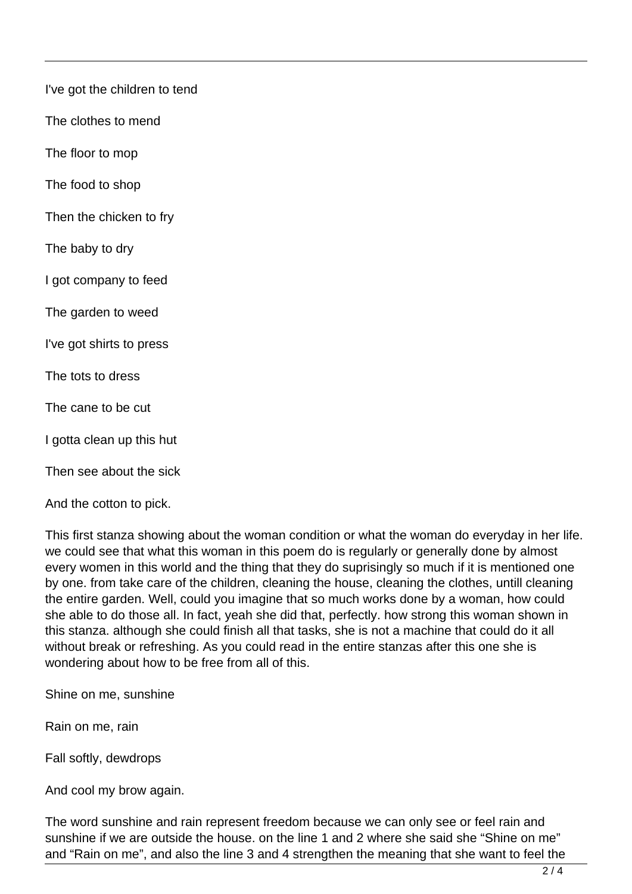I've got the children to tend

The clothes to mend

The floor to mop

The food to shop

Then the chicken to fry

The baby to dry

I got company to feed

The garden to weed

I've got shirts to press

The tots to dress

The cane to be cut

I gotta clean up this hut

Then see about the sick

And the cotton to pick.

This first stanza showing about the woman condition or what the woman do everyday in her life. we could see that what this woman in this poem do is regularly or generally done by almost every women in this world and the thing that they do suprisingly so much if it is mentioned one by one. from take care of the children, cleaning the house, cleaning the clothes, untill cleaning the entire garden. Well, could you imagine that so much works done by a woman, how could she able to do those all. In fact, yeah she did that, perfectly. how strong this woman shown in this stanza. although she could finish all that tasks, she is not a machine that could do it all without break or refreshing. As you could read in the entire stanzas after this one she is wondering about how to be free from all of this.

Shine on me, sunshine

Rain on me, rain

Fall softly, dewdrops

And cool my brow again.

The word sunshine and rain represent freedom because we can only see or feel rain and sunshine if we are outside the house. on the line 1 and 2 where she said she "Shine on me" and "Rain on me", and also the line 3 and 4 strengthen the meaning that she want to feel the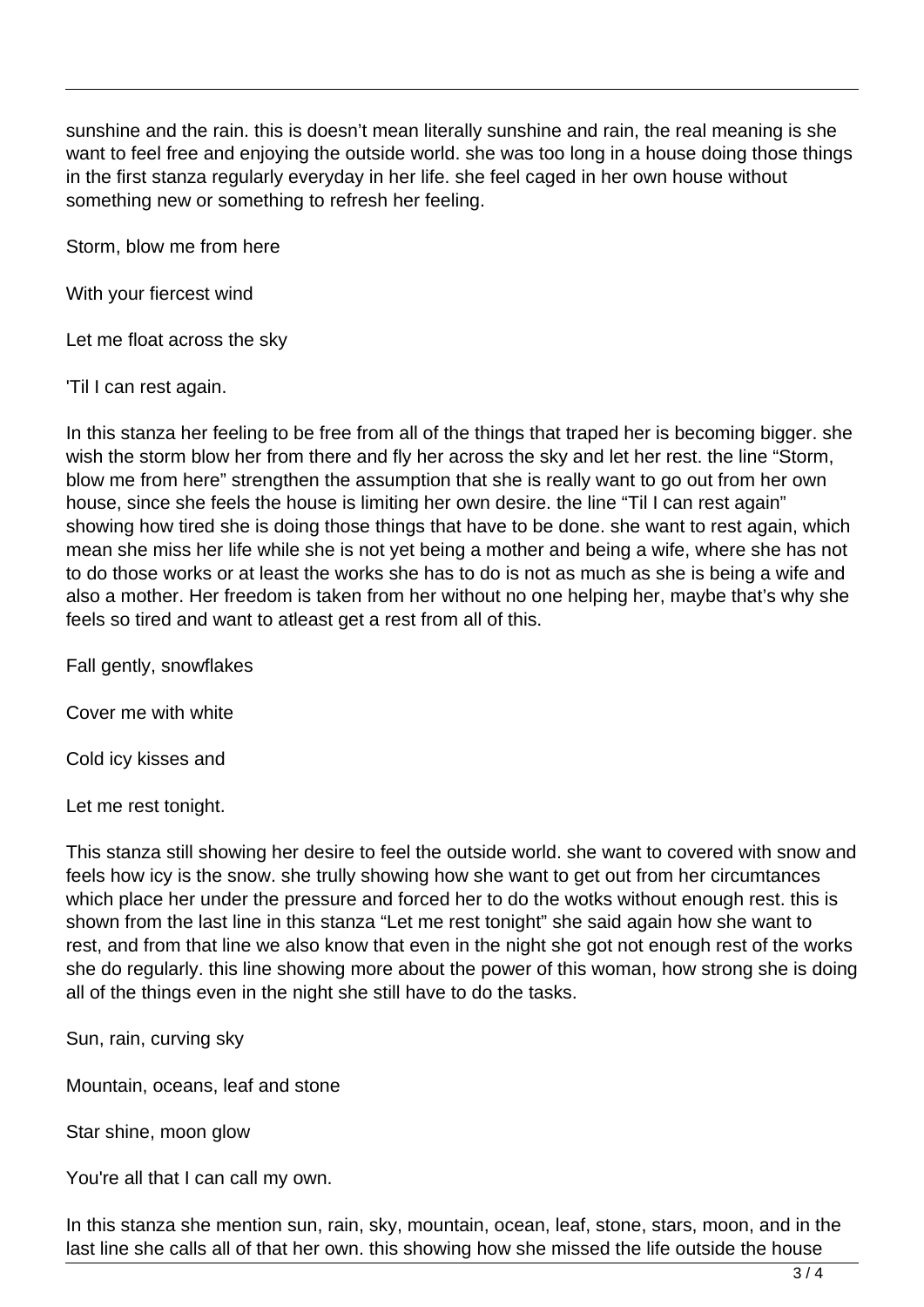sunshine and the rain. this is doesn't mean literally sunshine and rain, the real meaning is she want to feel free and enjoying the outside world. she was too long in a house doing those things in the first stanza regularly everyday in her life. she feel caged in her own house without something new or something to refresh her feeling.

Storm, blow me from here

With your fiercest wind

Let me float across the sky

'Til I can rest again.

In this stanza her feeling to be free from all of the things that traped her is becoming bigger. she wish the storm blow her from there and fly her across the sky and let her rest. the line "Storm, blow me from here" strengthen the assumption that she is really want to go out from her own house, since she feels the house is limiting her own desire. the line "Til I can rest again" showing how tired she is doing those things that have to be done. she want to rest again, which mean she miss her life while she is not yet being a mother and being a wife, where she has not to do those works or at least the works she has to do is not as much as she is being a wife and also a mother. Her freedom is taken from her without no one helping her, maybe that's why she feels so tired and want to atleast get a rest from all of this.

Fall gently, snowflakes

Cover me with white

Cold icy kisses and

Let me rest tonight.

This stanza still showing her desire to feel the outside world. she want to covered with snow and feels how icy is the snow. she trully showing how she want to get out from her circumtances which place her under the pressure and forced her to do the wotks without enough rest. this is shown from the last line in this stanza "Let me rest tonight" she said again how she want to rest, and from that line we also know that even in the night she got not enough rest of the works she do regularly. this line showing more about the power of this woman, how strong she is doing all of the things even in the night she still have to do the tasks.

Sun, rain, curving sky

Mountain, oceans, leaf and stone

Star shine, moon glow

You're all that I can call my own.

In this stanza she mention sun, rain, sky, mountain, ocean, leaf, stone, stars, moon, and in the last line she calls all of that her own. this showing how she missed the life outside the house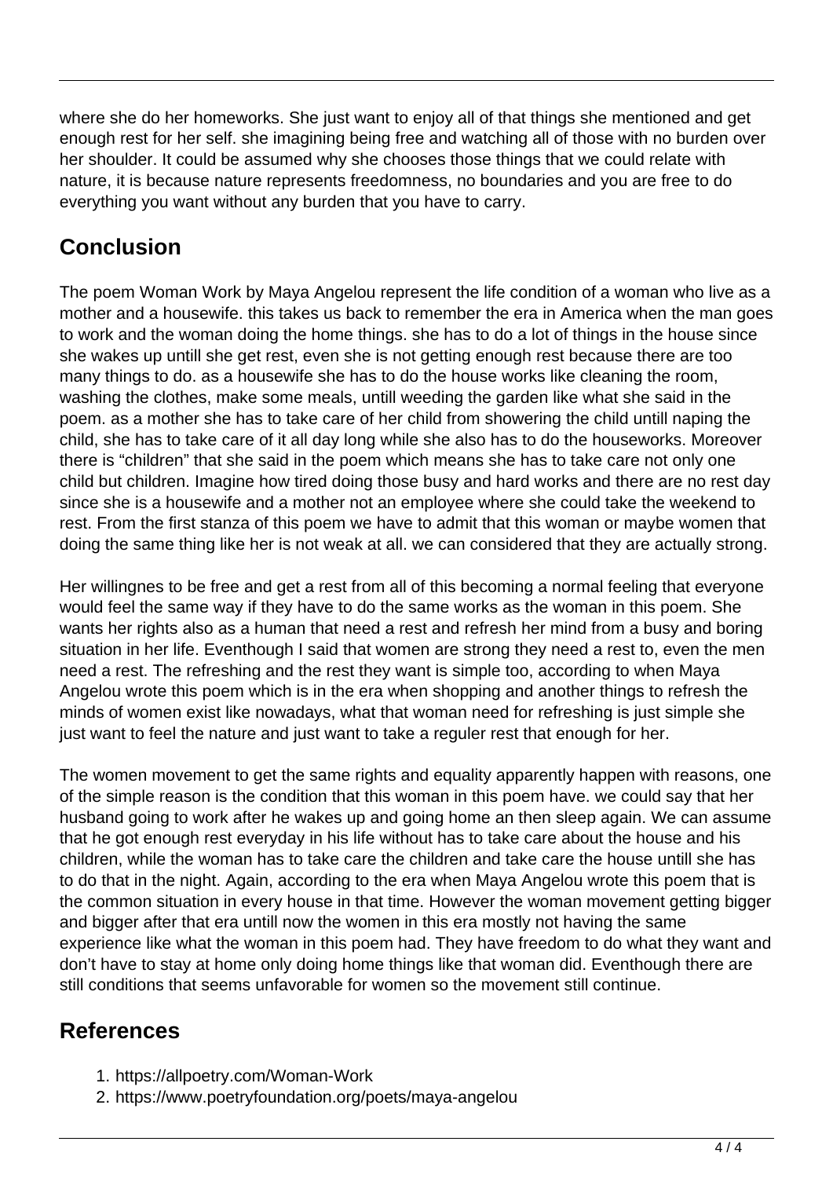where she do her homeworks. She just want to enjoy all of that things she mentioned and get enough rest for her self. she imagining being free and watching all of those with no burden over her shoulder. It could be assumed why she chooses those things that we could relate with nature, it is because nature represents freedomness, no boundaries and you are free to do everything you want without any burden that you have to carry.

## Conclusion

The poem Woman Work by Maya Angelou represent the life condition of a woman who live as a mother and a housewife. this takes us back to remember the era in America when the man goes to work and the woman doing the home things. she has to do a lot of things in the house since she wakes up untill she get rest, even she is not getting enough rest because there are too many things to do. as a housewife she has to do the house works like cleaning the room, washing the clothes, make some meals, untill weeding the garden like what she said in the poem. as a mother she has to take care of her child from showering the child untill naping the child, she has to take care of it all day long while she also has to do the houseworks. Moreover there is "children" that she said in the poem which means she has to take care not only one child but children. Imagine how tired doing those busy and hard works and there are no rest day since she is a housewife and a mother not an employee where she could take the weekend to rest. From the first stanza of this poem we have to admit that this woman or maybe women that doing the same thing like her is not weak at all. we can considered that they are actually strong.

Her willingnes to be free and get a rest from all of this becoming a normal feeling that everyone would feel the same way if they have to do the same works as the woman in this poem. She wants her rights also as a human that need a rest and refresh her mind from a busy and boring situation in her life. Eventhough I said that women are strong they need a rest to, even the men need a rest. The refreshing and the rest they want is simple too, according to when Maya Angelou wrote this poem which is in the era when shopping and another things to refresh the minds of women exist like nowadays, what that woman need for refreshing is just simple she just want to feel the nature and just want to take a reguler rest that enough for her.

The women movement to get the same rights and equality apparently happen with reasons, one of the simple reason is the condition that this woman in this poem have. we could say that her husband going to work after he wakes up and going home an then sleep again. We can assume that he got enough rest everyday in his life without has to take care about the house and his children, while the woman has to take care the children and take care the house untill she has to do that in the night. Again, according to the era when Maya Angelou wrote this poem that is the common situation in every house in that time. However the woman movement getting bigger and bigger after that era untill now the women in this era mostly not having the same experience like what the woman in this poem had. They have freedom to do what they want and don't have to stay at home only doing home things like that woman did. Eventhough there are still conditions that seems unfavorable for women so the movement still continue.

## References

1. https://allpoetry.com/Woman-Work
2. https://www.poetryfoundation.org/poets/maya-angelou